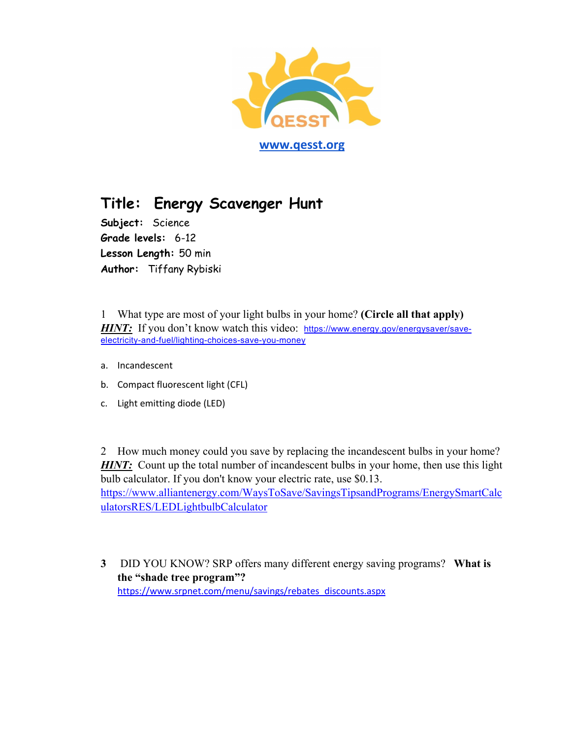QESST

[www.qesst.org](http://www.qesst.org)

# Title: Energy Scavenger Hunt

**Subject:** Science
**Grade levels:** 6-12
**Lesson Length:** 50 min
**Author:** Tiffany Rybiski

1 What type are most of your light bulbs in your home? **(Circle all that apply)**
***HINT:*** If you don't know watch this video: https://www.energy.gov/energysaver/save-electricity-and-fuel/lighting-choices-save-you-money

a. Incandescent

b. Compact fluorescent light (CFL)

c. Light emitting diode (LED)

2 How much money could you save by replacing the incandescent bulbs in your home?
***HINT:*** Count up the total number of incandescent bulbs in your home, then use this light bulb calculator. If you don't know your electric rate, use $0.13.
https://www.alliantenergy.com/WaysToSave/SavingsTipsandPrograms/EnergySmartCalculatorsRES/LEDLightbulbCalculator

**3** DID YOU KNOW? SRP offers many different energy saving programs? **What is the "shade tree program"?**
https://www.srpnet.com/menu/savings/rebates_discounts.aspx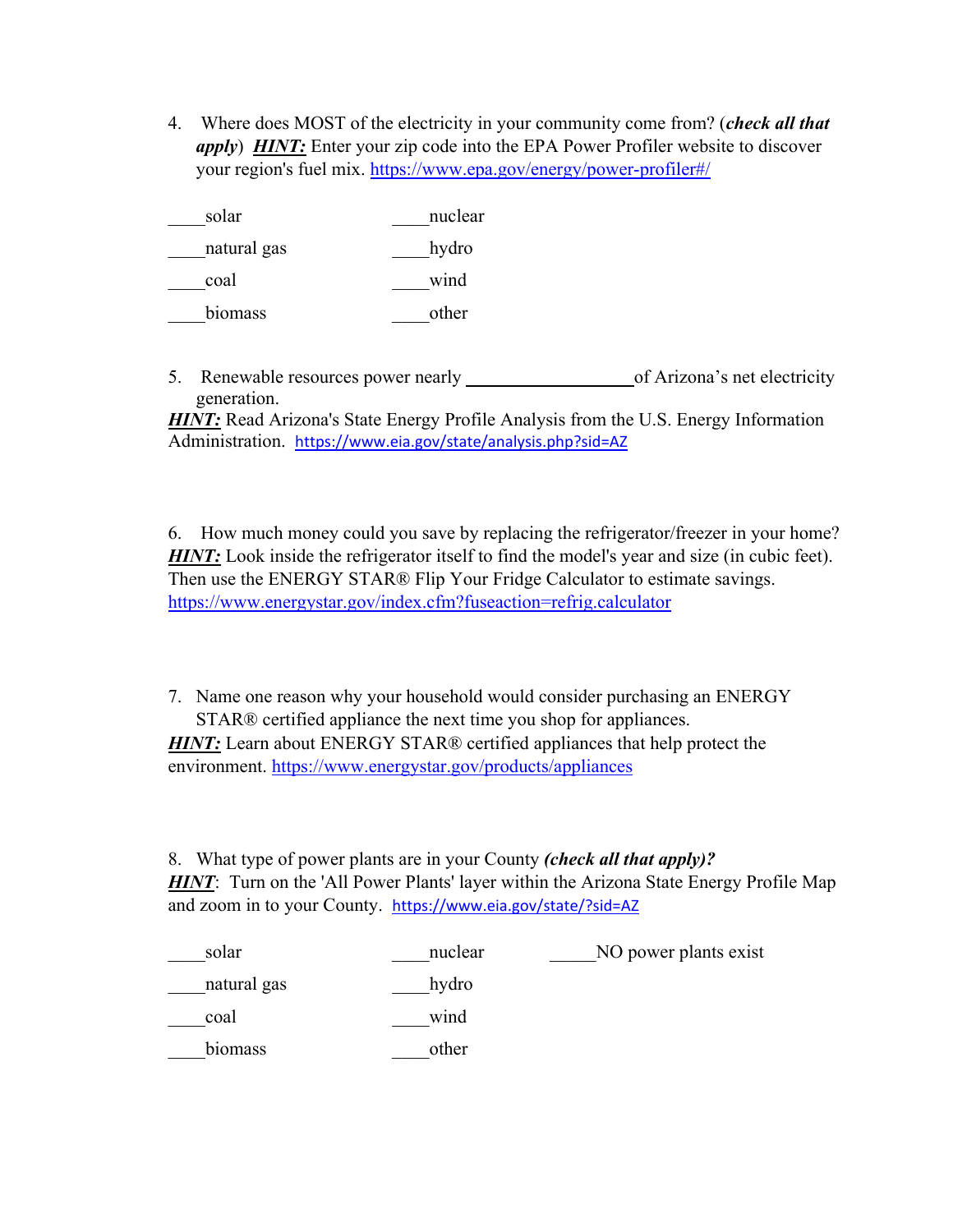4. Where does MOST of the electricity in your community come from? (***check all that apply***) ***HINT:*** Enter your zip code into the EPA Power Profiler website to discover your region's fuel mix. https://www.epa.gov/energy/power-profiler#/

____solar ____nuclear

____natural gas ____hydro

____coal ____wind

____biomass ____other

5. Renewable resources power nearly __________________ of Arizona's net electricity generation.

***HINT:*** Read Arizona's State Energy Profile Analysis from the U.S. Energy Information Administration. https://www.eia.gov/state/analysis.php?sid=AZ

6. How much money could you save by replacing the refrigerator/freezer in your home?

***HINT:*** Look inside the refrigerator itself to find the model's year and size (in cubic feet). Then use the ENERGY STAR® Flip Your Fridge Calculator to estimate savings. https://www.energystar.gov/index.cfm?fuseaction=refrig.calculator

7. Name one reason why your household would consider purchasing an ENERGY STAR® certified appliance the next time you shop for appliances.

***HINT:*** Learn about ENERGY STAR® certified appliances that help protect the environment. https://www.energystar.gov/products/appliances

8. What type of power plants are in your County ***(check all that apply)?***

***HINT***: Turn on the 'All Power Plants' layer within the Arizona State Energy Profile Map and zoom in to your County. https://www.eia.gov/state/?sid=AZ

____solar ____nuclear _____NO power plants exist

____natural gas ____hydro

____coal ____wind

____biomass ____other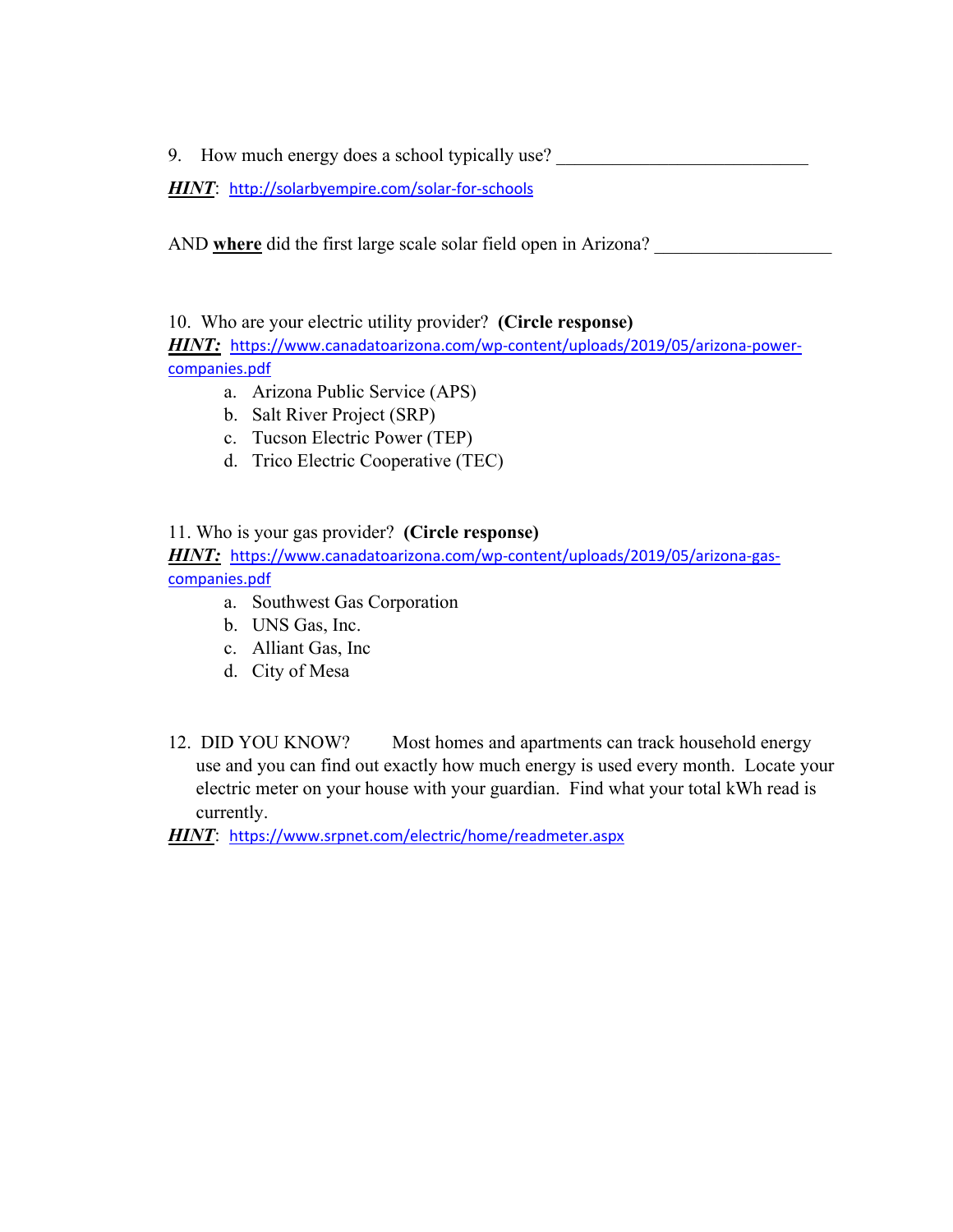9. How much energy does a school typically use? ___________________________

***HINT***: http://solarbyempire.com/solar-for-schools

AND **where** did the first large scale solar field open in Arizona? ___________________

10. Who are your electric utility provider? **(Circle response)**

***HINT:*** https://www.canadatoarizona.com/wp-content/uploads/2019/05/arizona-power-companies.pdf

a. Arizona Public Service (APS)
b. Salt River Project (SRP)
c. Tucson Electric Power (TEP)
d. Trico Electric Cooperative (TEC)

11. Who is your gas provider? **(Circle response)**

***HINT:*** https://www.canadatoarizona.com/wp-content/uploads/2019/05/arizona-gas-companies.pdf

a. Southwest Gas Corporation
b. UNS Gas, Inc.
c. Alliant Gas, Inc
d. City of Mesa

12. DID YOU KNOW? Most homes and apartments can track household energy use and you can find out exactly how much energy is used every month. Locate your electric meter on your house with your guardian. Find what your total kWh read is currently.

***HINT***: https://www.srpnet.com/electric/home/readmeter.aspx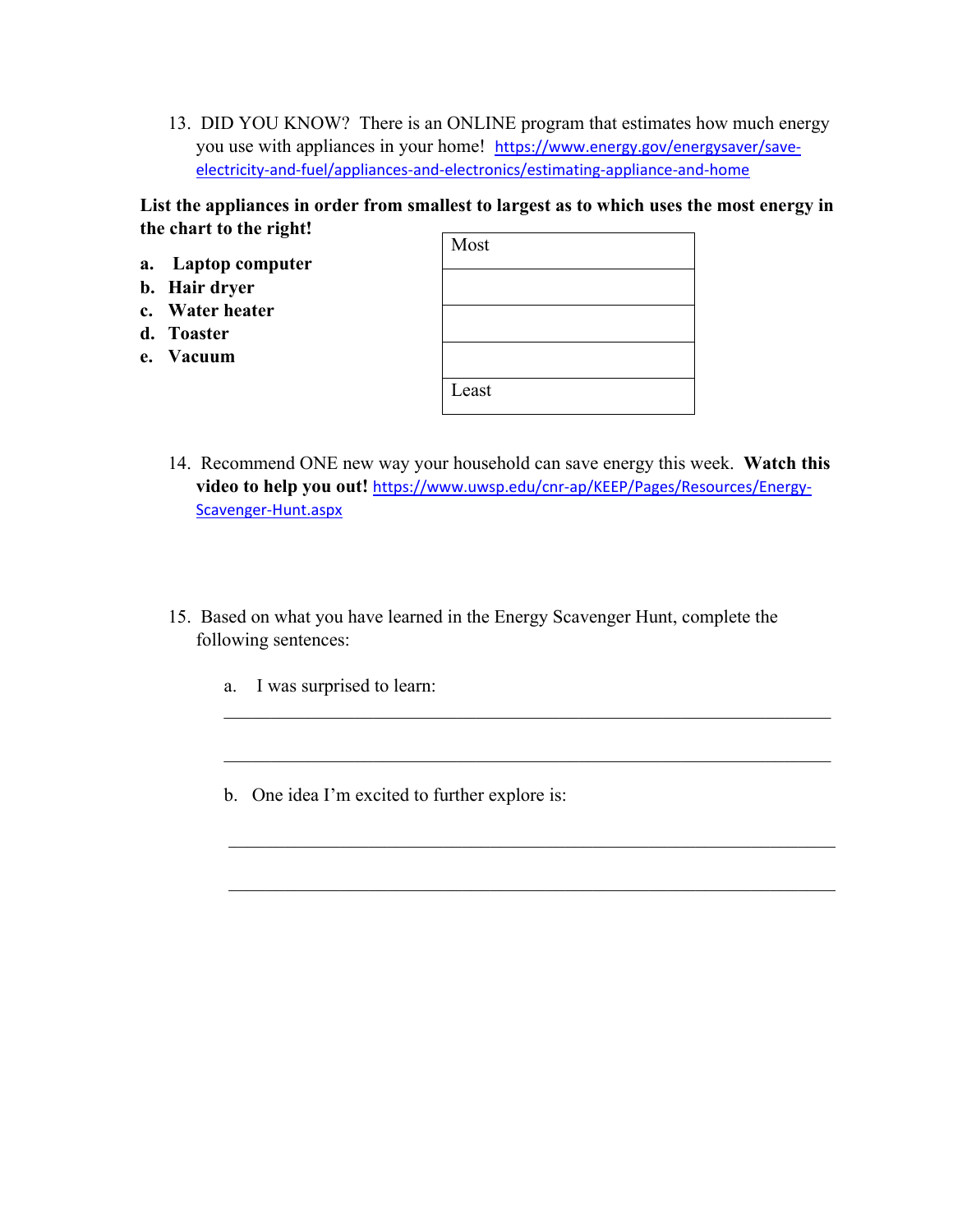13. DID YOU KNOW? There is an ONLINE program that estimates how much energy you use with appliances in your home! https://www.energy.gov/energysaver/save-electricity-and-fuel/appliances-and-electronics/estimating-appliance-and-home

**List the appliances in order from smallest to largest as to which uses the most energy in the chart to the right!**

**a. Laptop computer**
**b. Hair dryer**
**c. Water heater**
**d. Toaster**
**e. Vacuum**

| |
|---|
| Most |
| |
| |
| |
| Least |

14. Recommend ONE new way your household can save energy this week. **Watch this video to help you out!** https://www.uwsp.edu/cnr-ap/KEEP/Pages/Resources/Energy-Scavenger-Hunt.aspx

15. Based on what you have learned in the Energy Scavenger Hunt, complete the following sentences:

a. I was surprised to learn:

___________________________________________________________________

___________________________________________________________________

b. One idea I'm excited to further explore is:

___________________________________________________________________

___________________________________________________________________